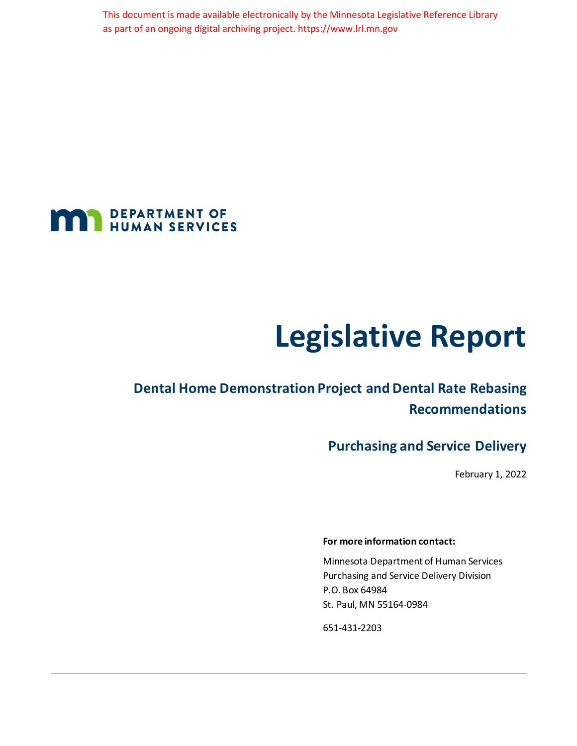This document is made available electronically by the Minnesota Legislative Reference Library as part of an ongoing digital archiving project. https://www.lrl.mn.gov

DEPARTMENT OF HUMAN SERVICES

# Legislative Report

## Dental Home Demonstration Project and Dental Rate Rebasing Recommendations

## Purchasing and Service Delivery

February 1, 2022

**For more information contact:**

Minnesota Department of Human Services
Purchasing and Service Delivery Division
P.O. Box 64984
St. Paul, MN 55164-0984

651-431-2203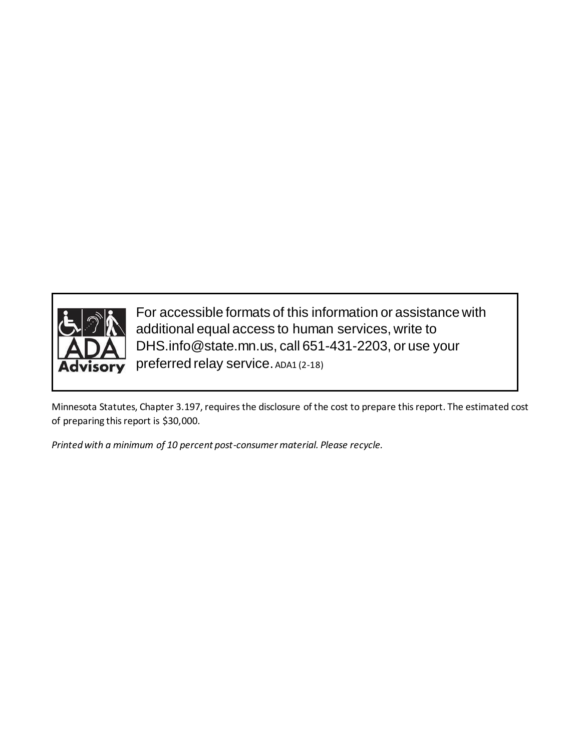For accessible formats of this information or assistance with additional equal access to human services, write to DHS.info@state.mn.us, call 651-431-2203, or use your preferred relay service. ADA1 (2-18)

Minnesota Statutes, Chapter 3.197, requires the disclosure of the cost to prepare this report. The estimated cost of preparing this report is $30,000.

*Printed with a minimum of 10 percent post-consumer material. Please recycle.*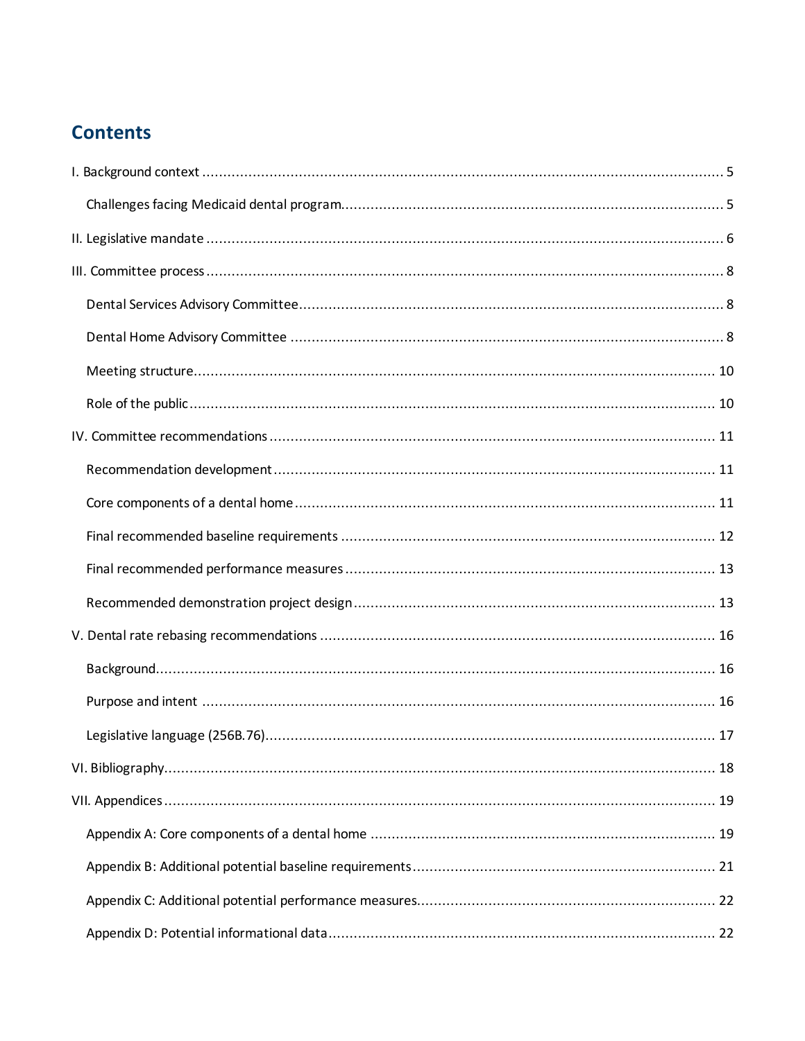## Contents

I. Background context .......... 5

- Challenges facing Medicaid dental program.......... 5

II. Legislative mandate .......... 6

III. Committee process .......... 8

- Dental Services Advisory Committee.......... 8
- Dental Home Advisory Committee .......... 8
- Meeting structure.......... 10
- Role of the public.......... 10

IV. Committee recommendations .......... 11

- Recommendation development.......... 11
- Core components of a dental home.......... 11
- Final recommended baseline requirements .......... 12
- Final recommended performance measures .......... 13
- Recommended demonstration project design.......... 13

V. Dental rate rebasing recommendations .......... 16

- Background.......... 16
- Purpose and intent .......... 16
- Legislative language (256B.76).......... 17

VI. Bibliography.......... 18

VII. Appendices.......... 19

- Appendix A: Core components of a dental home .......... 19
- Appendix B: Additional potential baseline requirements.......... 21
- Appendix C: Additional potential performance measures.......... 22
- Appendix D: Potential informational data.......... 22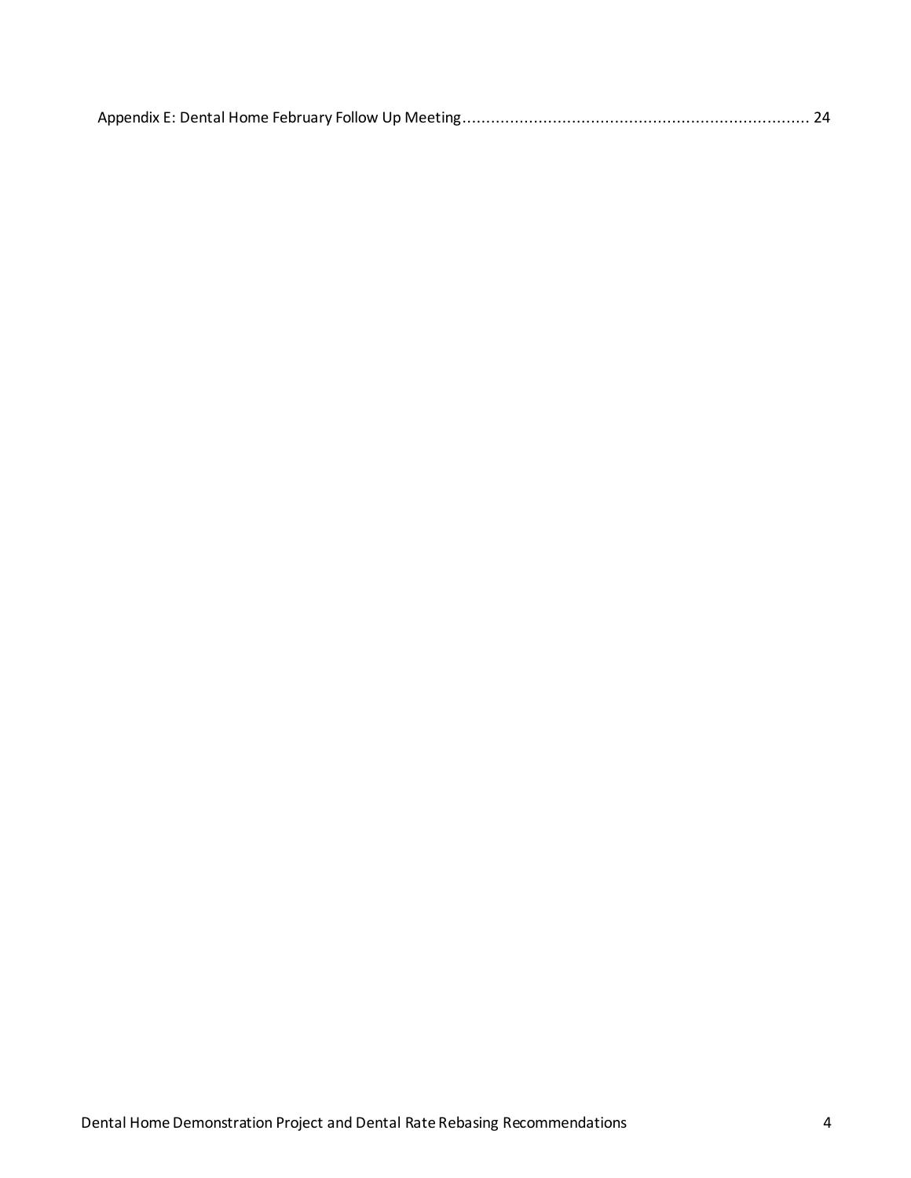Appendix E: Dental Home February Follow Up Meeting........................................................................ 24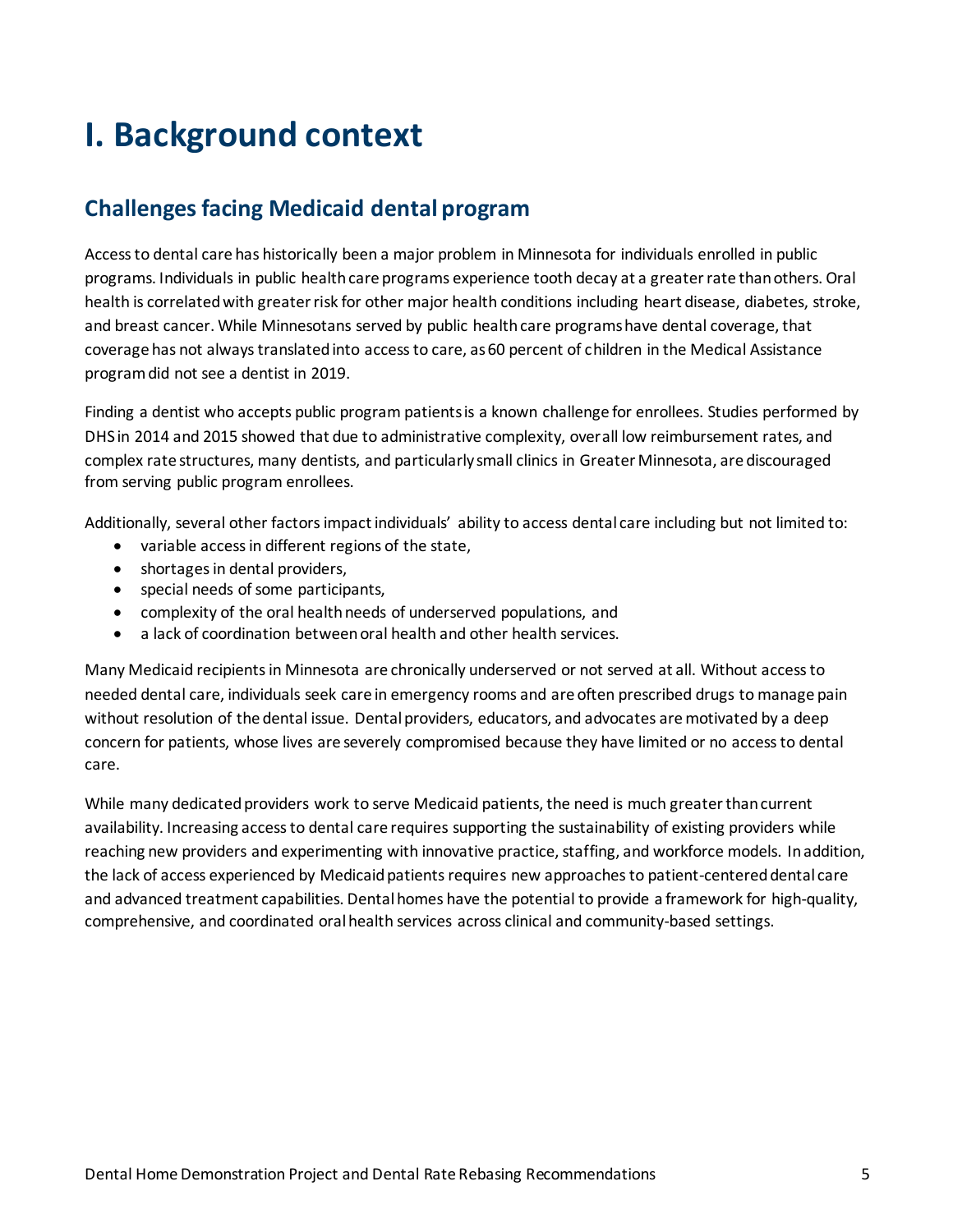# I. Background context

## Challenges facing Medicaid dental program

Access to dental care has historically been a major problem in Minnesota for individuals enrolled in public programs. Individuals in public health care programs experience tooth decay at a greater rate than others. Oral health is correlated with greater risk for other major health conditions including heart disease, diabetes, stroke, and breast cancer. While Minnesotans served by public health care programs have dental coverage, that coverage has not always translated into access to care, as 60 percent of children in the Medical Assistance program did not see a dentist in 2019.

Finding a dentist who accepts public program patients is a known challenge for enrollees. Studies performed by DHS in 2014 and 2015 showed that due to administrative complexity, overall low reimbursement rates, and complex rate structures, many dentists, and particularly small clinics in Greater Minnesota, are discouraged from serving public program enrollees.

Additionally, several other factors impact individuals' ability to access dental care including but not limited to:

- variable access in different regions of the state,
- shortages in dental providers,
- special needs of some participants,
- complexity of the oral health needs of underserved populations, and
- a lack of coordination between oral health and other health services.

Many Medicaid recipients in Minnesota are chronically underserved or not served at all. Without access to needed dental care, individuals seek care in emergency rooms and are often prescribed drugs to manage pain without resolution of the dental issue. Dental providers, educators, and advocates are motivated by a deep concern for patients, whose lives are severely compromised because they have limited or no access to dental care.

While many dedicated providers work to serve Medicaid patients, the need is much greater than current availability. Increasing access to dental care requires supporting the sustainability of existing providers while reaching new providers and experimenting with innovative practice, staffing, and workforce models. In addition, the lack of access experienced by Medicaid patients requires new approaches to patient-centered dental care and advanced treatment capabilities. Dental homes have the potential to provide a framework for high-quality, comprehensive, and coordinated oral health services across clinical and community-based settings.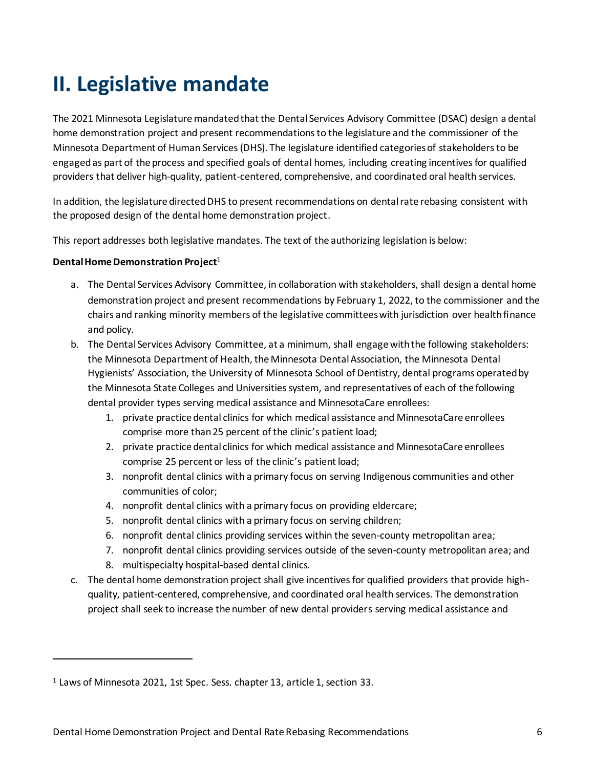# II. Legislative mandate

The 2021 Minnesota Legislature mandated that the Dental Services Advisory Committee (DSAC) design a dental home demonstration project and present recommendations to the legislature and the commissioner of the Minnesota Department of Human Services (DHS). The legislature identified categories of stakeholders to be engaged as part of the process and specified goals of dental homes, including creating incentives for qualified providers that deliver high-quality, patient-centered, comprehensive, and coordinated oral health services.

In addition, the legislature directed DHS to present recommendations on dental rate rebasing consistent with the proposed design of the dental home demonstration project.

This report addresses both legislative mandates. The text of the authorizing legislation is below:

**Dental Home Demonstration Project**[1]

a. The Dental Services Advisory Committee, in collaboration with stakeholders, shall design a dental home demonstration project and present recommendations by February 1, 2022, to the commissioner and the chairs and ranking minority members of the legislative committees with jurisdiction over health finance and policy.
b. The Dental Services Advisory Committee, at a minimum, shall engage with the following stakeholders: the Minnesota Department of Health, the Minnesota Dental Association, the Minnesota Dental Hygienists' Association, the University of Minnesota School of Dentistry, dental programs operated by the Minnesota State Colleges and Universities system, and representatives of each of the following dental provider types serving medical assistance and MinnesotaCare enrollees:
    1. private practice dental clinics for which medical assistance and MinnesotaCare enrollees comprise more than 25 percent of the clinic's patient load;
    2. private practice dental clinics for which medical assistance and MinnesotaCare enrollees comprise 25 percent or less of the clinic's patient load;
    3. nonprofit dental clinics with a primary focus on serving Indigenous communities and other communities of color;
    4. nonprofit dental clinics with a primary focus on providing eldercare;
    5. nonprofit dental clinics with a primary focus on serving children;
    6. nonprofit dental clinics providing services within the seven-county metropolitan area;
    7. nonprofit dental clinics providing services outside of the seven-county metropolitan area; and
    8. multispecialty hospital-based dental clinics.
c. The dental home demonstration project shall give incentives for qualified providers that provide high-quality, patient-centered, comprehensive, and coordinated oral health services. The demonstration project shall seek to increase the number of new dental providers serving medical assistance and

[1] Laws of Minnesota 2021, 1st Spec. Sess. chapter 13, article 1, section 33.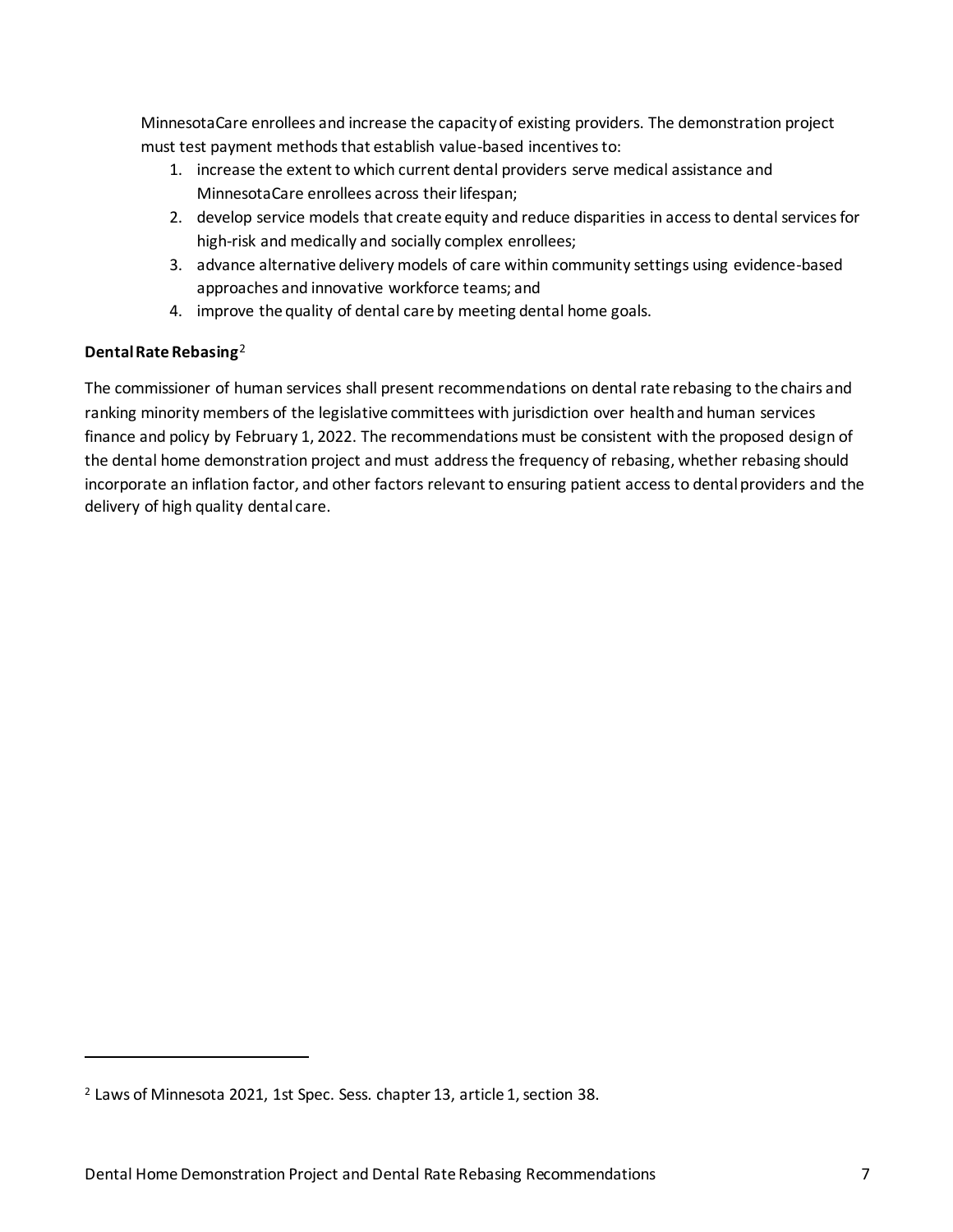MinnesotaCare enrollees and increase the capacity of existing providers. The demonstration project must test payment methods that establish value-based incentives to:

1. increase the extent to which current dental providers serve medical assistance and MinnesotaCare enrollees across their lifespan;
2. develop service models that create equity and reduce disparities in access to dental services for high-risk and medically and socially complex enrollees;
3. advance alternative delivery models of care within community settings using evidence-based approaches and innovative workforce teams; and
4. improve the quality of dental care by meeting dental home goals.

**Dental Rate Rebasing**[2]

The commissioner of human services shall present recommendations on dental rate rebasing to the chairs and ranking minority members of the legislative committees with jurisdiction over health and human services finance and policy by February 1, 2022. The recommendations must be consistent with the proposed design of the dental home demonstration project and must address the frequency of rebasing, whether rebasing should incorporate an inflation factor, and other factors relevant to ensuring patient access to dental providers and the delivery of high quality dental care.

[2] Laws of Minnesota 2021, 1st Spec. Sess. chapter 13, article 1, section 38.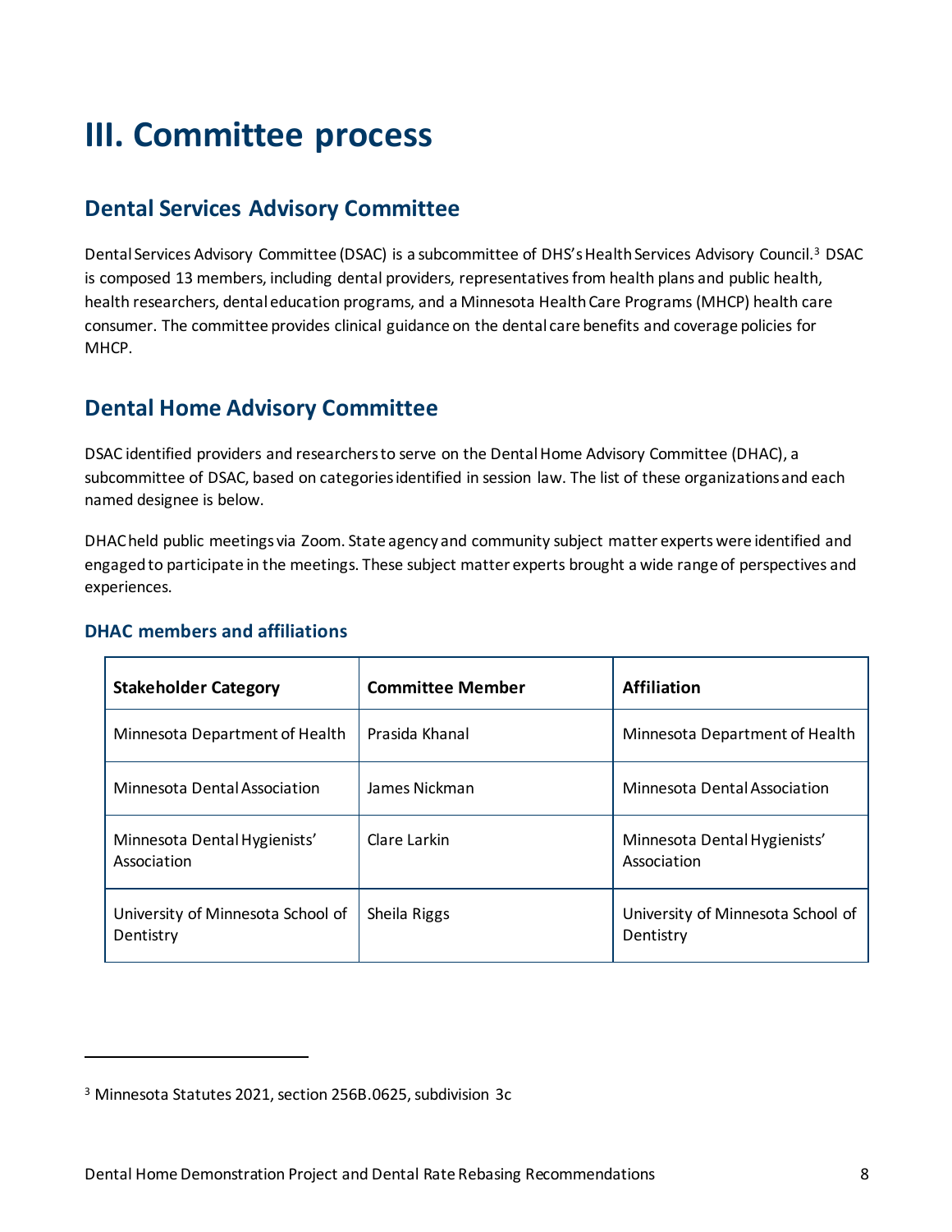# III. Committee process

## Dental Services Advisory Committee

Dental Services Advisory Committee (DSAC) is a subcommittee of DHS's Health Services Advisory Council.[3] DSAC is composed 13 members, including dental providers, representatives from health plans and public health, health researchers, dental education programs, and a Minnesota Health Care Programs (MHCP) health care consumer. The committee provides clinical guidance on the dental care benefits and coverage policies for MHCP.

## Dental Home Advisory Committee

DSAC identified providers and researchers to serve on the Dental Home Advisory Committee (DHAC), a subcommittee of DSAC, based on categories identified in session law. The list of these organizations and each named designee is below.

DHAC held public meetings via Zoom. State agency and community subject matter experts were identified and engaged to participate in the meetings. These subject matter experts brought a wide range of perspectives and experiences.

### DHAC members and affiliations

| Stakeholder Category | Committee Member | Affiliation |
|---|---|---|
| Minnesota Department of Health | Prasida Khanal | Minnesota Department of Health |
| Minnesota Dental Association | James Nickman | Minnesota Dental Association |
| Minnesota Dental Hygienists' Association | Clare Larkin | Minnesota Dental Hygienists' Association |
| University of Minnesota School of Dentistry | Sheila Riggs | University of Minnesota School of Dentistry |

[3] Minnesota Statutes 2021, section 256B.0625, subdivision 3c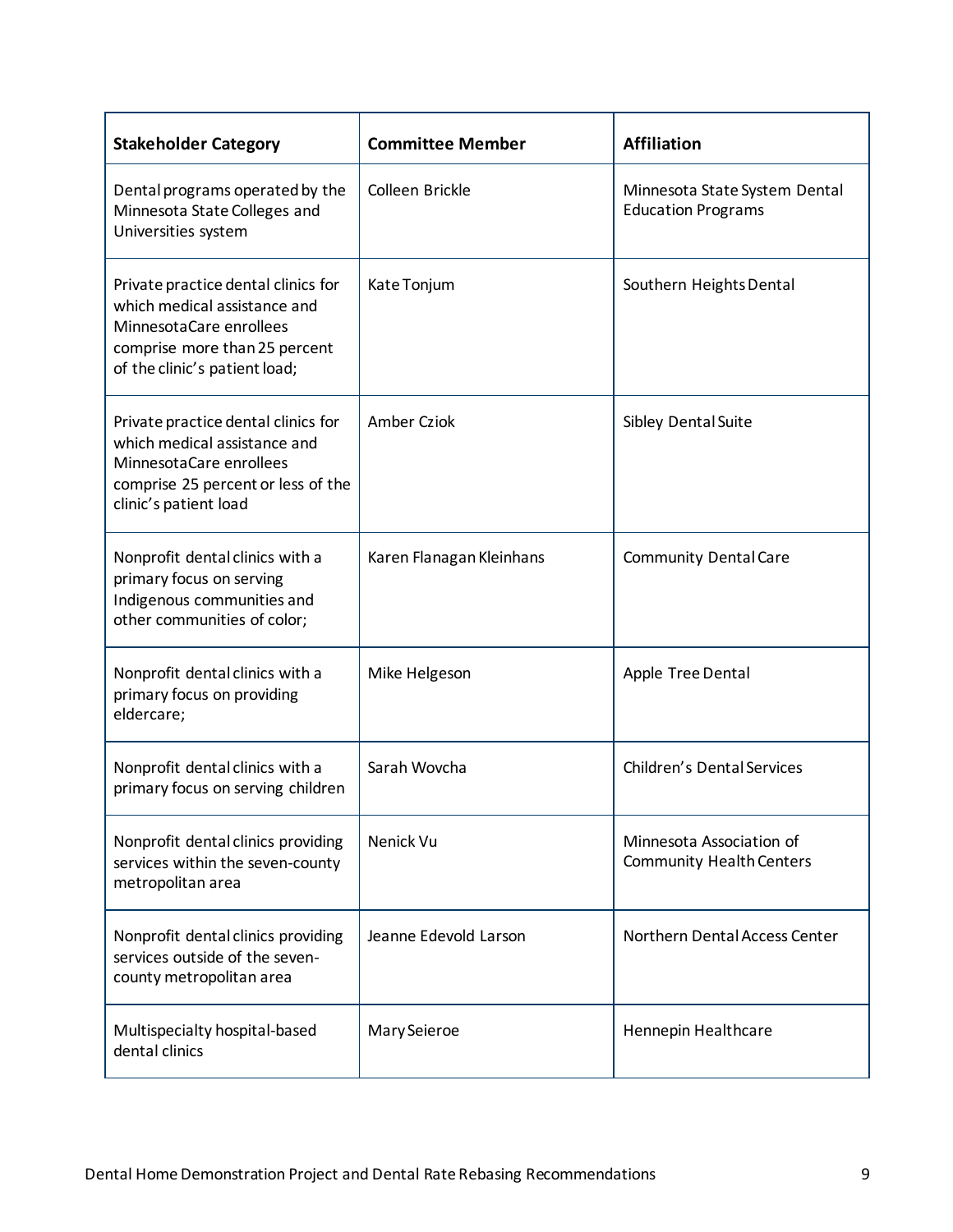| Stakeholder Category | Committee Member | Affiliation |
|---|---|---|
| Dental programs operated by the Minnesota State Colleges and Universities system | Colleen Brickle | Minnesota State System Dental Education Programs |
| Private practice dental clinics for which medical assistance and MinnesotaCare enrollees comprise more than 25 percent of the clinic's patient load; | Kate Tonjum | Southern Heights Dental |
| Private practice dental clinics for which medical assistance and MinnesotaCare enrollees comprise 25 percent or less of the clinic's patient load | Amber Cziok | Sibley Dental Suite |
| Nonprofit dental clinics with a primary focus on serving Indigenous communities and other communities of color; | Karen Flanagan Kleinhans | Community Dental Care |
| Nonprofit dental clinics with a primary focus on providing eldercare; | Mike Helgeson | Apple Tree Dental |
| Nonprofit dental clinics with a primary focus on serving children | Sarah Wovcha | Children's Dental Services |
| Nonprofit dental clinics providing services within the seven-county metropolitan area | Nenick Vu | Minnesota Association of Community Health Centers |
| Nonprofit dental clinics providing services outside of the seven-county metropolitan area | Jeanne Edevold Larson | Northern Dental Access Center |
| Multispecialty hospital-based dental clinics | Mary Seieroe | Hennepin Healthcare |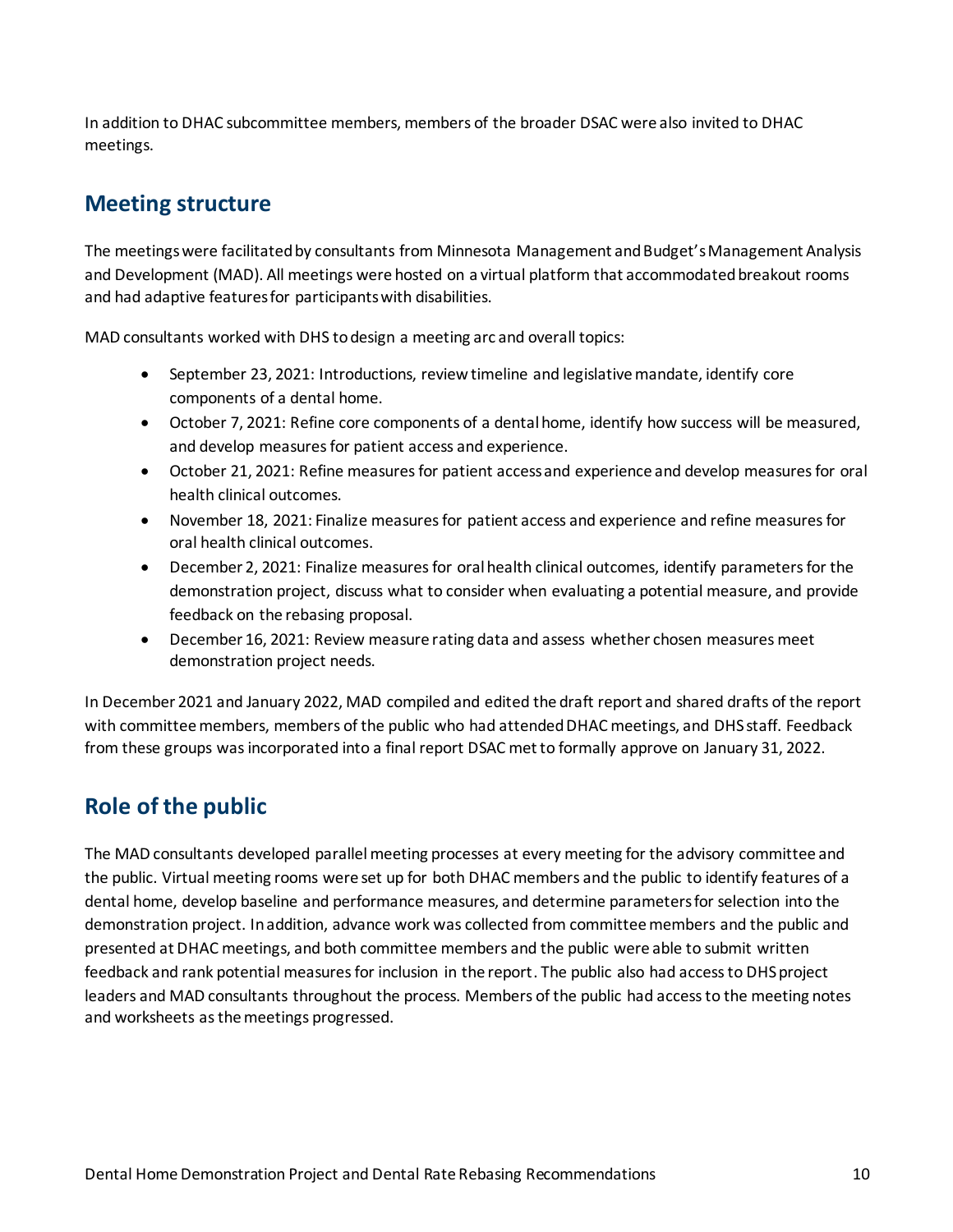In addition to DHAC subcommittee members, members of the broader DSAC were also invited to DHAC meetings.

## Meeting structure

The meetings were facilitated by consultants from Minnesota Management and Budget's Management Analysis and Development (MAD). All meetings were hosted on a virtual platform that accommodated breakout rooms and had adaptive features for participants with disabilities.

MAD consultants worked with DHS to design a meeting arc and overall topics:

- September 23, 2021: Introductions, review timeline and legislative mandate, identify core components of a dental home.
- October 7, 2021: Refine core components of a dental home, identify how success will be measured, and develop measures for patient access and experience.
- October 21, 2021: Refine measures for patient access and experience and develop measures for oral health clinical outcomes.
- November 18, 2021: Finalize measures for patient access and experience and refine measures for oral health clinical outcomes.
- December 2, 2021: Finalize measures for oral health clinical outcomes, identify parameters for the demonstration project, discuss what to consider when evaluating a potential measure, and provide feedback on the rebasing proposal.
- December 16, 2021: Review measure rating data and assess whether chosen measures meet demonstration project needs.

In December 2021 and January 2022, MAD compiled and edited the draft report and shared drafts of the report with committee members, members of the public who had attended DHAC meetings, and DHS staff. Feedback from these groups was incorporated into a final report DSAC met to formally approve on January 31, 2022.

## Role of the public

The MAD consultants developed parallel meeting processes at every meeting for the advisory committee and the public. Virtual meeting rooms were set up for both DHAC members and the public to identify features of a dental home, develop baseline and performance measures, and determine parameters for selection into the demonstration project. In addition, advance work was collected from committee members and the public and presented at DHAC meetings, and both committee members and the public were able to submit written feedback and rank potential measures for inclusion in the report. The public also had access to DHS project leaders and MAD consultants throughout the process. Members of the public had access to the meeting notes and worksheets as the meetings progressed.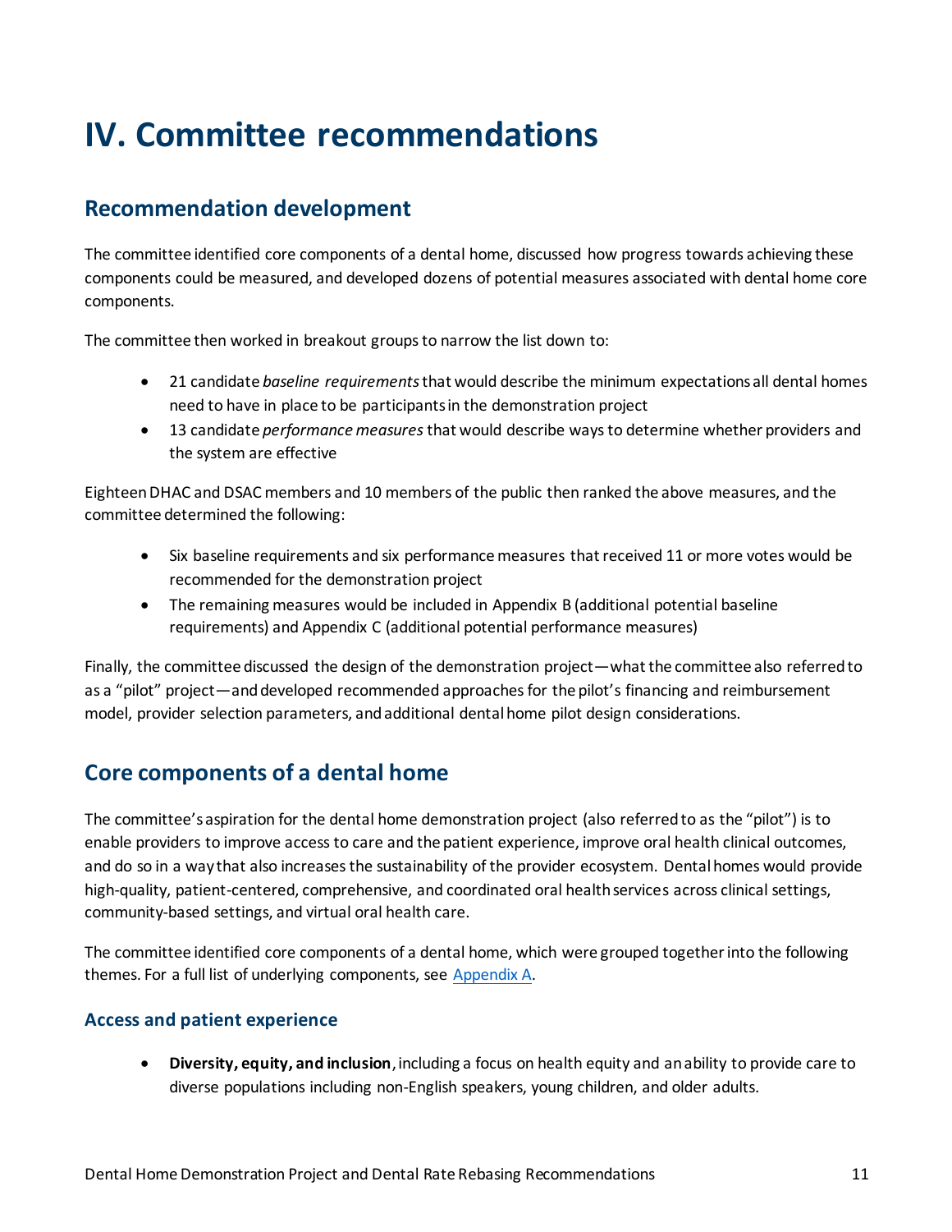# IV. Committee recommendations

## Recommendation development

The committee identified core components of a dental home, discussed how progress towards achieving these components could be measured, and developed dozens of potential measures associated with dental home core components.

The committee then worked in breakout groups to narrow the list down to:

- 21 candidate *baseline requirements* that would describe the minimum expectations all dental homes need to have in place to be participants in the demonstration project
- 13 candidate *performance measures* that would describe ways to determine whether providers and the system are effective

Eighteen DHAC and DSAC members and 10 members of the public then ranked the above measures, and the committee determined the following:

- Six baseline requirements and six performance measures that received 11 or more votes would be recommended for the demonstration project
- The remaining measures would be included in Appendix B (additional potential baseline requirements) and Appendix C (additional potential performance measures)

Finally, the committee discussed the design of the demonstration project—what the committee also referred to as a "pilot" project—and developed recommended approaches for the pilot's financing and reimbursement model, provider selection parameters, and additional dental home pilot design considerations.

## Core components of a dental home

The committee's aspiration for the dental home demonstration project (also referred to as the "pilot") is to enable providers to improve access to care and the patient experience, improve oral health clinical outcomes, and do so in a way that also increases the sustainability of the provider ecosystem. Dental homes would provide high-quality, patient-centered, comprehensive, and coordinated oral health services across clinical settings, community-based settings, and virtual oral health care.

The committee identified core components of a dental home, which were grouped together into the following themes. For a full list of underlying components, see Appendix A.

### Access and patient experience

- **Diversity, equity, and inclusion**, including a focus on health equity and an ability to provide care to diverse populations including non-English speakers, young children, and older adults.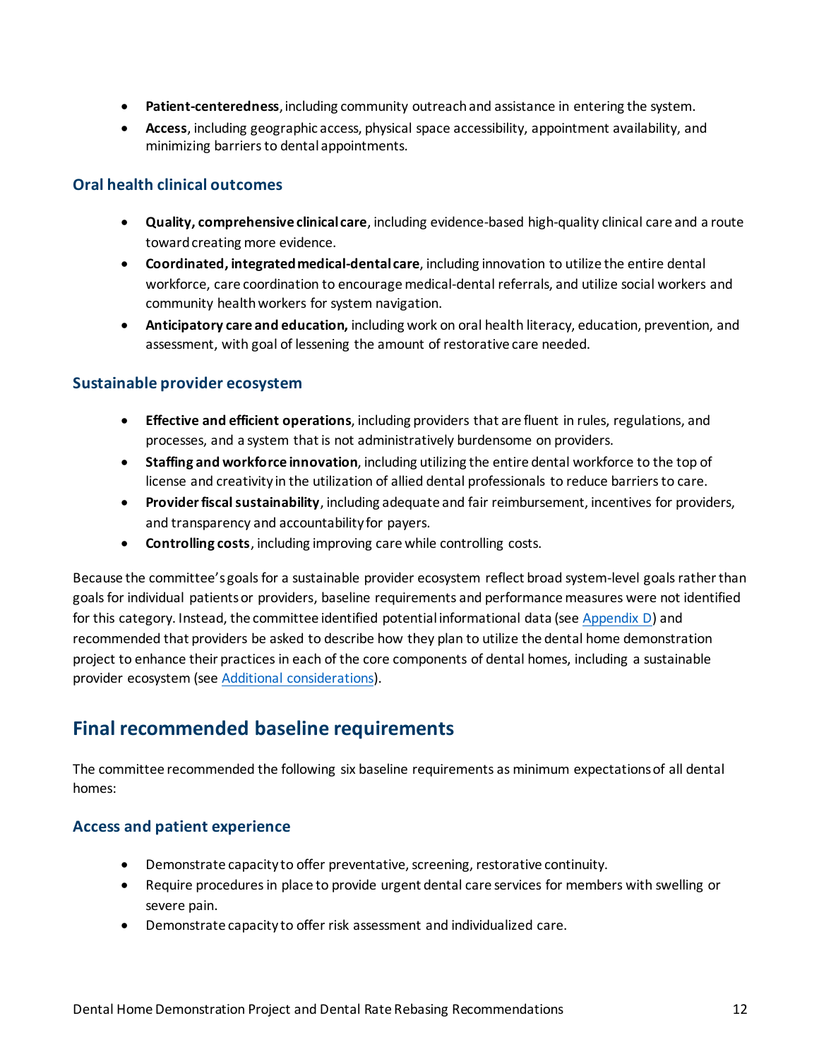- **Patient-centeredness**, including community outreach and assistance in entering the system.
- **Access**, including geographic access, physical space accessibility, appointment availability, and minimizing barriers to dental appointments.

### Oral health clinical outcomes

- **Quality, comprehensive clinical care**, including evidence-based high-quality clinical care and a route toward creating more evidence.
- **Coordinated, integrated medical-dental care**, including innovation to utilize the entire dental workforce, care coordination to encourage medical-dental referrals, and utilize social workers and community health workers for system navigation.
- **Anticipatory care and education,** including work on oral health literacy, education, prevention, and assessment, with goal of lessening the amount of restorative care needed.

### Sustainable provider ecosystem

- **Effective and efficient operations**, including providers that are fluent in rules, regulations, and processes, and a system that is not administratively burdensome on providers.
- **Staffing and workforce innovation**, including utilizing the entire dental workforce to the top of license and creativity in the utilization of allied dental professionals to reduce barriers to care.
- **Provider fiscal sustainability**, including adequate and fair reimbursement, incentives for providers, and transparency and accountability for payers.
- **Controlling costs**, including improving care while controlling costs.

Because the committee's goals for a sustainable provider ecosystem reflect broad system-level goals rather than goals for individual patients or providers, baseline requirements and performance measures were not identified for this category. Instead, the committee identified potential informational data (see Appendix D) and recommended that providers be asked to describe how they plan to utilize the dental home demonstration project to enhance their practices in each of the core components of dental homes, including a sustainable provider ecosystem (see Additional considerations).

## Final recommended baseline requirements

The committee recommended the following six baseline requirements as minimum expectations of all dental homes:

### Access and patient experience

- Demonstrate capacity to offer preventative, screening, restorative continuity.
- Require procedures in place to provide urgent dental care services for members with swelling or severe pain.
- Demonstrate capacity to offer risk assessment and individualized care.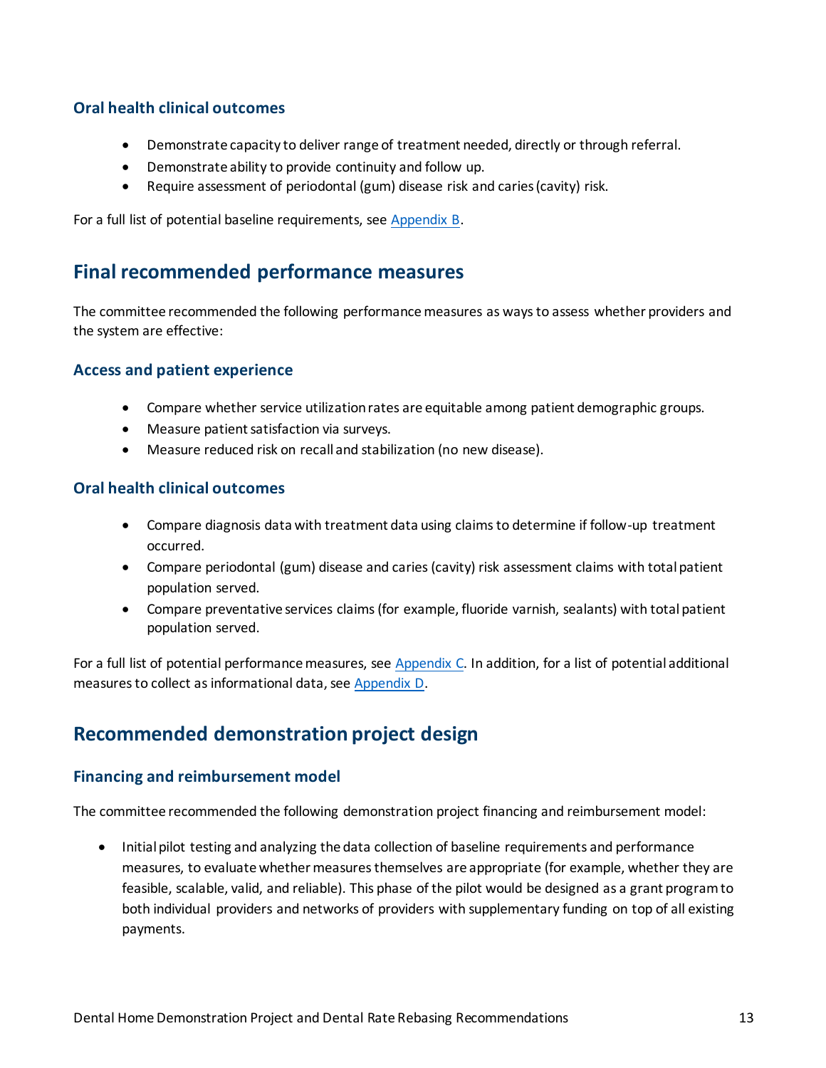### Oral health clinical outcomes

- Demonstrate capacity to deliver range of treatment needed, directly or through referral.
- Demonstrate ability to provide continuity and follow up.
- Require assessment of periodontal (gum) disease risk and caries (cavity) risk.

For a full list of potential baseline requirements, see Appendix B.

## Final recommended performance measures

The committee recommended the following performance measures as ways to assess whether providers and the system are effective:

### Access and patient experience

- Compare whether service utilization rates are equitable among patient demographic groups.
- Measure patient satisfaction via surveys.
- Measure reduced risk on recall and stabilization (no new disease).

### Oral health clinical outcomes

- Compare diagnosis data with treatment data using claims to determine if follow-up treatment occurred.
- Compare periodontal (gum) disease and caries (cavity) risk assessment claims with total patient population served.
- Compare preventative services claims (for example, fluoride varnish, sealants) with total patient population served.

For a full list of potential performance measures, see Appendix C. In addition, for a list of potential additional measures to collect as informational data, see Appendix D.

## Recommended demonstration project design

### Financing and reimbursement model

The committee recommended the following demonstration project financing and reimbursement model:

- Initial pilot testing and analyzing the data collection of baseline requirements and performance measures, to evaluate whether measures themselves are appropriate (for example, whether they are feasible, scalable, valid, and reliable). This phase of the pilot would be designed as a grant program to both individual providers and networks of providers with supplementary funding on top of all existing payments.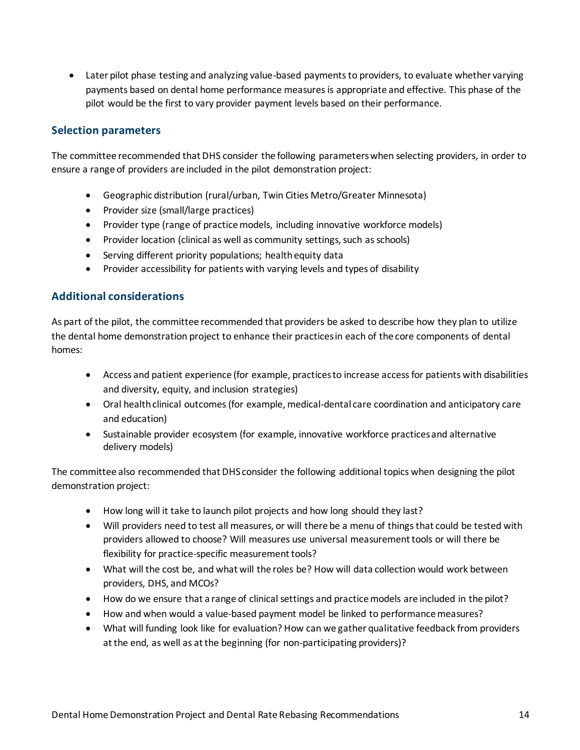- Later pilot phase testing and analyzing value-based payments to providers, to evaluate whether varying payments based on dental home performance measures is appropriate and effective. This phase of the pilot would be the first to vary provider payment levels based on their performance.

### Selection parameters

The committee recommended that DHS consider the following parameters when selecting providers, in order to ensure a range of providers are included in the pilot demonstration project:

- Geographic distribution (rural/urban, Twin Cities Metro/Greater Minnesota)
- Provider size (small/large practices)
- Provider type (range of practice models, including innovative workforce models)
- Provider location (clinical as well as community settings, such as schools)
- Serving different priority populations; health equity data
- Provider accessibility for patients with varying levels and types of disability

### Additional considerations

As part of the pilot, the committee recommended that providers be asked to describe how they plan to utilize the dental home demonstration project to enhance their practices in each of the core components of dental homes:

- Access and patient experience (for example, practices to increase access for patients with disabilities and diversity, equity, and inclusion strategies)
- Oral health clinical outcomes (for example, medical-dental care coordination and anticipatory care and education)
- Sustainable provider ecosystem (for example, innovative workforce practices and alternative delivery models)

The committee also recommended that DHS consider the following additional topics when designing the pilot demonstration project:

- How long will it take to launch pilot projects and how long should they last?
- Will providers need to test all measures, or will there be a menu of things that could be tested with providers allowed to choose? Will measures use universal measurement tools or will there be flexibility for practice-specific measurement tools?
- What will the cost be, and what will the roles be? How will data collection would work between providers, DHS, and MCOs?
- How do we ensure that a range of clinical settings and practice models are included in the pilot?
- How and when would a value-based payment model be linked to performance measures?
- What will funding look like for evaluation? How can we gather qualitative feedback from providers at the end, as well as at the beginning (for non-participating providers)?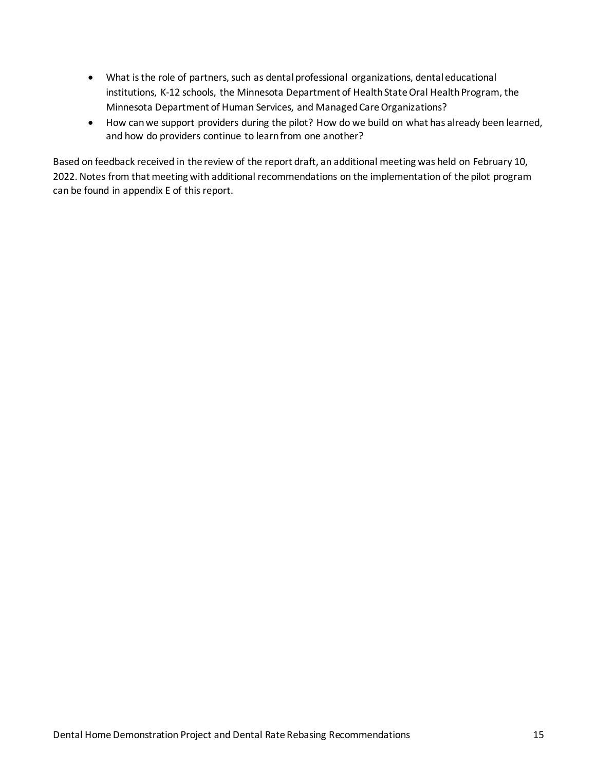- What is the role of partners, such as dental professional organizations, dental educational institutions, K-12 schools, the Minnesota Department of Health State Oral Health Program, the Minnesota Department of Human Services, and Managed Care Organizations?
- How can we support providers during the pilot? How do we build on what has already been learned, and how do providers continue to learn from one another?

Based on feedback received in the review of the report draft, an additional meeting was held on February 10, 2022. Notes from that meeting with additional recommendations on the implementation of the pilot program can be found in appendix E of this report.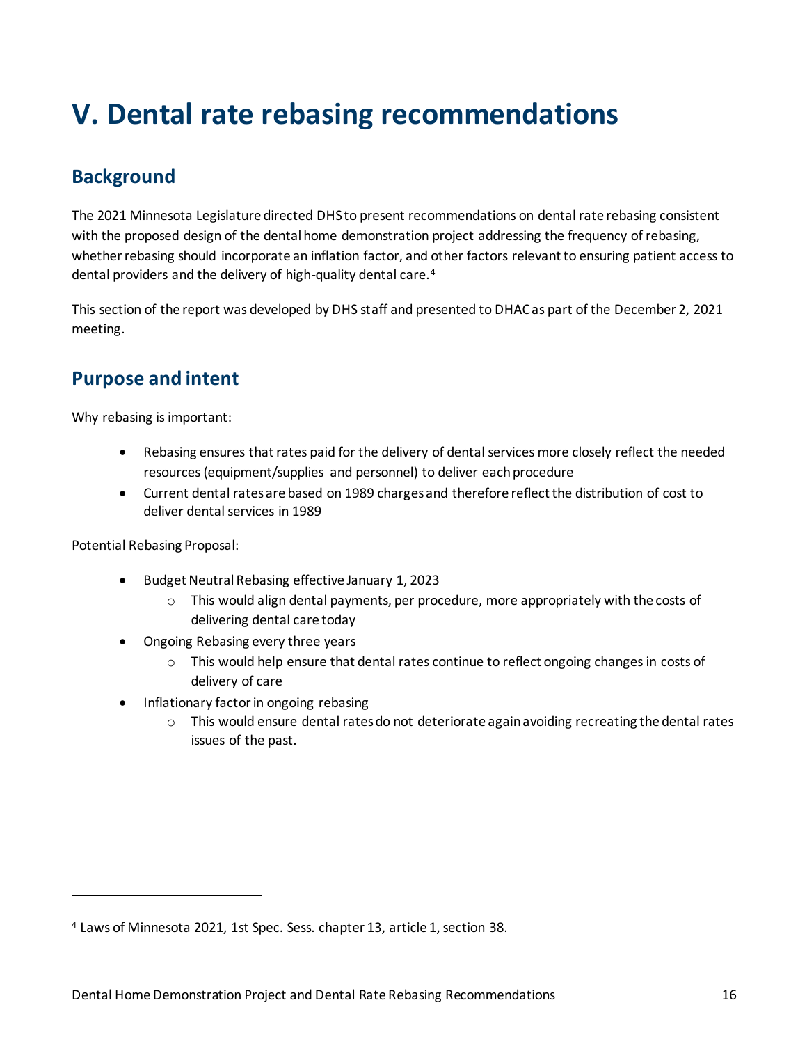# V. Dental rate rebasing recommendations

## Background

The 2021 Minnesota Legislature directed DHS to present recommendations on dental rate rebasing consistent with the proposed design of the dental home demonstration project addressing the frequency of rebasing, whether rebasing should incorporate an inflation factor, and other factors relevant to ensuring patient access to dental providers and the delivery of high-quality dental care.[4]

This section of the report was developed by DHS staff and presented to DHAC as part of the December 2, 2021 meeting.

## Purpose and intent

Why rebasing is important:

- Rebasing ensures that rates paid for the delivery of dental services more closely reflect the needed resources (equipment/supplies and personnel) to deliver each procedure
- Current dental rates are based on 1989 charges and therefore reflect the distribution of cost to deliver dental services in 1989

Potential Rebasing Proposal:

- Budget Neutral Rebasing effective January 1, 2023
  - This would align dental payments, per procedure, more appropriately with the costs of delivering dental care today
- Ongoing Rebasing every three years
  - This would help ensure that dental rates continue to reflect ongoing changes in costs of delivery of care
- Inflationary factor in ongoing rebasing
  - This would ensure dental rates do not deteriorate again avoiding recreating the dental rates issues of the past.

---

[4] Laws of Minnesota 2021, 1st Spec. Sess. chapter 13, article 1, section 38.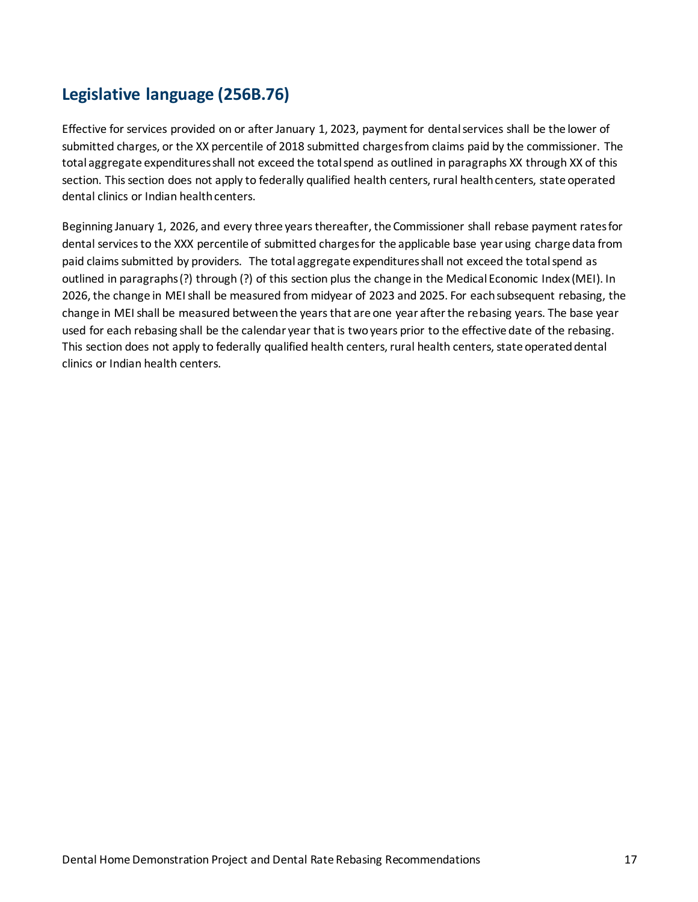## Legislative language (256B.76)

Effective for services provided on or after January 1, 2023, payment for dental services shall be the lower of submitted charges, or the XX percentile of 2018 submitted charges from claims paid by the commissioner. The total aggregate expenditures shall not exceed the total spend as outlined in paragraphs XX through XX of this section. This section does not apply to federally qualified health centers, rural health centers, state operated dental clinics or Indian health centers.

Beginning January 1, 2026, and every three years thereafter, the Commissioner shall rebase payment rates for dental services to the XXX percentile of submitted charges for the applicable base year using charge data from paid claims submitted by providers. The total aggregate expenditures shall not exceed the total spend as outlined in paragraphs (?) through (?) of this section plus the change in the Medical Economic Index (MEI). In 2026, the change in MEI shall be measured from midyear of 2023 and 2025. For each subsequent rebasing, the change in MEI shall be measured between the years that are one year after the rebasing years. The base year used for each rebasing shall be the calendar year that is two years prior to the effective date of the rebasing. This section does not apply to federally qualified health centers, rural health centers, state operated dental clinics or Indian health centers.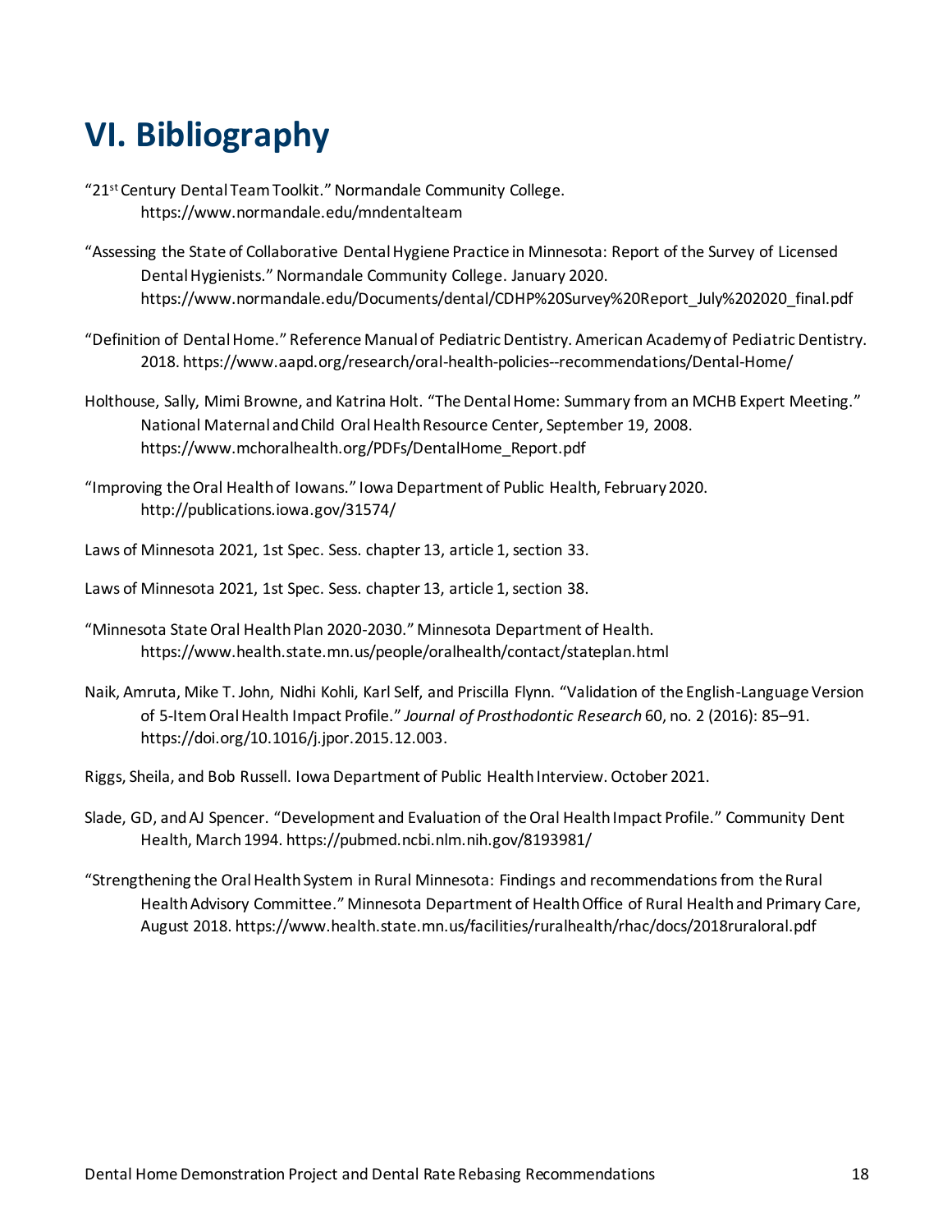# VI. Bibliography

"21st Century Dental Team Toolkit." Normandale Community College. https://www.normandale.edu/mndentalteam

"Assessing the State of Collaborative Dental Hygiene Practice in Minnesota: Report of the Survey of Licensed Dental Hygienists." Normandale Community College. January 2020. https://www.normandale.edu/Documents/dental/CDHP%20Survey%20Report_July%202020_final.pdf

"Definition of Dental Home." Reference Manual of Pediatric Dentistry. American Academy of Pediatric Dentistry. 2018. https://www.aapd.org/research/oral-health-policies--recommendations/Dental-Home/

Holthouse, Sally, Mimi Browne, and Katrina Holt. "The Dental Home: Summary from an MCHB Expert Meeting." National Maternal and Child Oral Health Resource Center, September 19, 2008. https://www.mchoralhealth.org/PDFs/DentalHome_Report.pdf

"Improving the Oral Health of Iowans." Iowa Department of Public Health, February 2020. http://publications.iowa.gov/31574/

Laws of Minnesota 2021, 1st Spec. Sess. chapter 13, article 1, section 33.

Laws of Minnesota 2021, 1st Spec. Sess. chapter 13, article 1, section 38.

"Minnesota State Oral Health Plan 2020-2030." Minnesota Department of Health. https://www.health.state.mn.us/people/oralhealth/contact/stateplan.html

Naik, Amruta, Mike T. John, Nidhi Kohli, Karl Self, and Priscilla Flynn. "Validation of the English-Language Version of 5-Item Oral Health Impact Profile." *Journal of Prosthodontic Research* 60, no. 2 (2016): 85–91. https://doi.org/10.1016/j.jpor.2015.12.003.

Riggs, Sheila, and Bob Russell. Iowa Department of Public Health Interview. October 2021.

Slade, GD, and AJ Spencer. "Development and Evaluation of the Oral Health Impact Profile." Community Dent Health, March 1994. https://pubmed.ncbi.nlm.nih.gov/8193981/

"Strengthening the Oral Health System in Rural Minnesota: Findings and recommendations from the Rural Health Advisory Committee." Minnesota Department of Health Office of Rural Health and Primary Care, August 2018. https://www.health.state.mn.us/facilities/ruralhealth/rhac/docs/2018ruraloral.pdf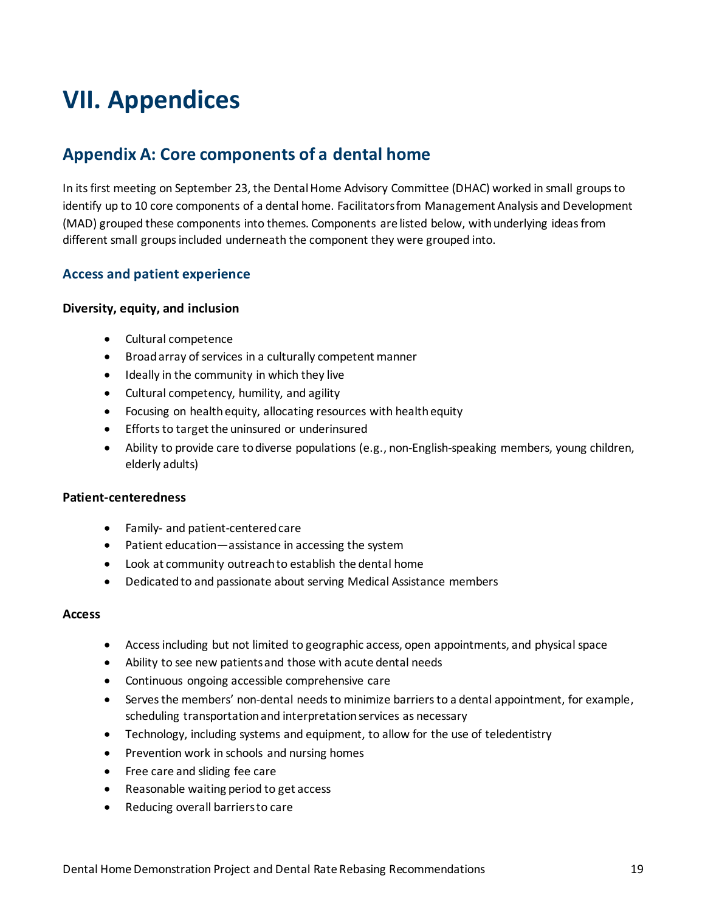# VII. Appendices

## Appendix A: Core components of a dental home

In its first meeting on September 23, the Dental Home Advisory Committee (DHAC) worked in small groups to identify up to 10 core components of a dental home. Facilitators from Management Analysis and Development (MAD) grouped these components into themes. Components are listed below, with underlying ideas from different small groups included underneath the component they were grouped into.

### Access and patient experience

**Diversity, equity, and inclusion**

- Cultural competence
- Broad array of services in a culturally competent manner
- Ideally in the community in which they live
- Cultural competency, humility, and agility
- Focusing on health equity, allocating resources with health equity
- Efforts to target the uninsured or underinsured
- Ability to provide care to diverse populations (e.g., non-English-speaking members, young children, elderly adults)

**Patient-centeredness**

- Family- and patient-centered care
- Patient education—assistance in accessing the system
- Look at community outreach to establish the dental home
- Dedicated to and passionate about serving Medical Assistance members

**Access**

- Access including but not limited to geographic access, open appointments, and physical space
- Ability to see new patients and those with acute dental needs
- Continuous ongoing accessible comprehensive care
- Serves the members' non-dental needs to minimize barriers to a dental appointment, for example, scheduling transportation and interpretation services as necessary
- Technology, including systems and equipment, to allow for the use of teledentistry
- Prevention work in schools and nursing homes
- Free care and sliding fee care
- Reasonable waiting period to get access
- Reducing overall barriers to care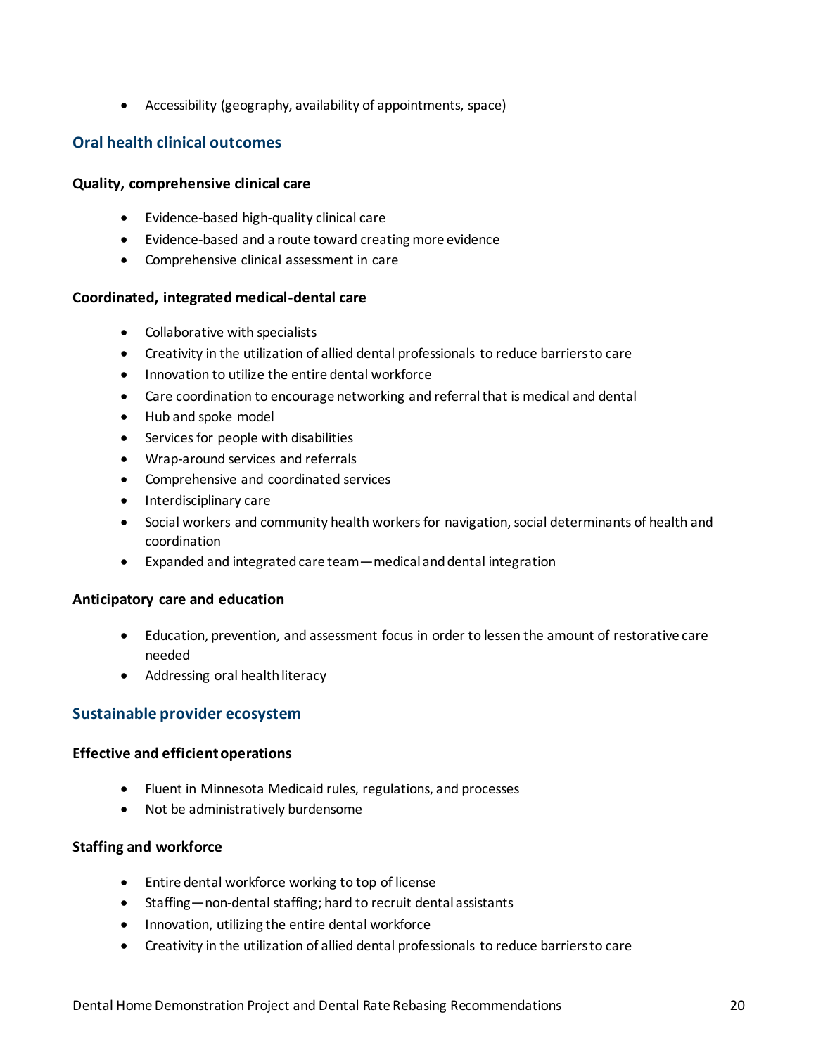- Accessibility (geography, availability of appointments, space)

## Oral health clinical outcomes

**Quality, comprehensive clinical care**

- Evidence-based high-quality clinical care
- Evidence-based and a route toward creating more evidence
- Comprehensive clinical assessment in care

**Coordinated, integrated medical-dental care**

- Collaborative with specialists
- Creativity in the utilization of allied dental professionals to reduce barriers to care
- Innovation to utilize the entire dental workforce
- Care coordination to encourage networking and referral that is medical and dental
- Hub and spoke model
- Services for people with disabilities
- Wrap-around services and referrals
- Comprehensive and coordinated services
- Interdisciplinary care
- Social workers and community health workers for navigation, social determinants of health and coordination
- Expanded and integrated care team—medical and dental integration

**Anticipatory care and education**

- Education, prevention, and assessment focus in order to lessen the amount of restorative care needed
- Addressing oral health literacy

## Sustainable provider ecosystem

**Effective and efficient operations**

- Fluent in Minnesota Medicaid rules, regulations, and processes
- Not be administratively burdensome

**Staffing and workforce**

- Entire dental workforce working to top of license
- Staffing—non-dental staffing; hard to recruit dental assistants
- Innovation, utilizing the entire dental workforce
- Creativity in the utilization of allied dental professionals to reduce barriers to care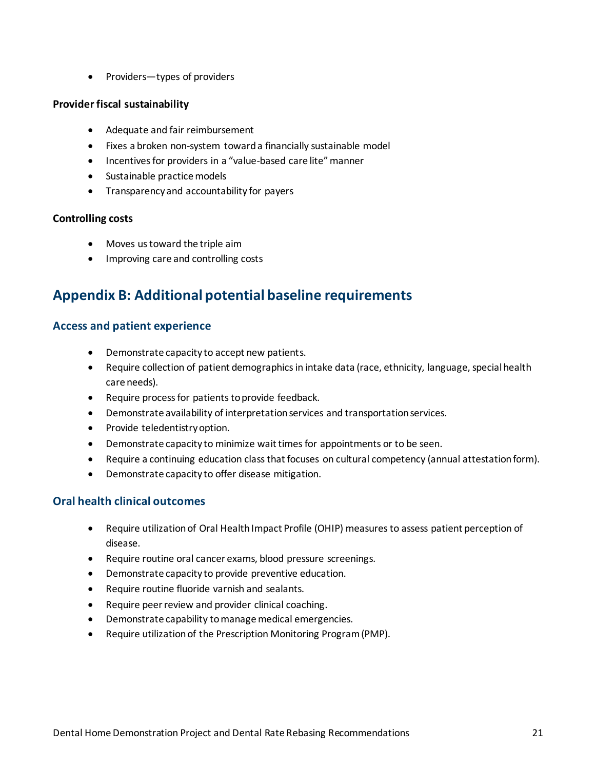- Providers—types of providers

**Provider fiscal sustainability**

- Adequate and fair reimbursement
- Fixes a broken non-system toward a financially sustainable model
- Incentives for providers in a "value-based care lite" manner
- Sustainable practice models
- Transparency and accountability for payers

**Controlling costs**

- Moves us toward the triple aim
- Improving care and controlling costs

## Appendix B: Additional potential baseline requirements

### Access and patient experience

- Demonstrate capacity to accept new patients.
- Require collection of patient demographics in intake data (race, ethnicity, language, special health care needs).
- Require process for patients to provide feedback.
- Demonstrate availability of interpretation services and transportation services.
- Provide teledentistry option.
- Demonstrate capacity to minimize wait times for appointments or to be seen.
- Require a continuing education class that focuses on cultural competency (annual attestation form).
- Demonstrate capacity to offer disease mitigation.

### Oral health clinical outcomes

- Require utilization of Oral Health Impact Profile (OHIP) measures to assess patient perception of disease.
- Require routine oral cancer exams, blood pressure screenings.
- Demonstrate capacity to provide preventive education.
- Require routine fluoride varnish and sealants.
- Require peer review and provider clinical coaching.
- Demonstrate capability to manage medical emergencies.
- Require utilization of the Prescription Monitoring Program (PMP).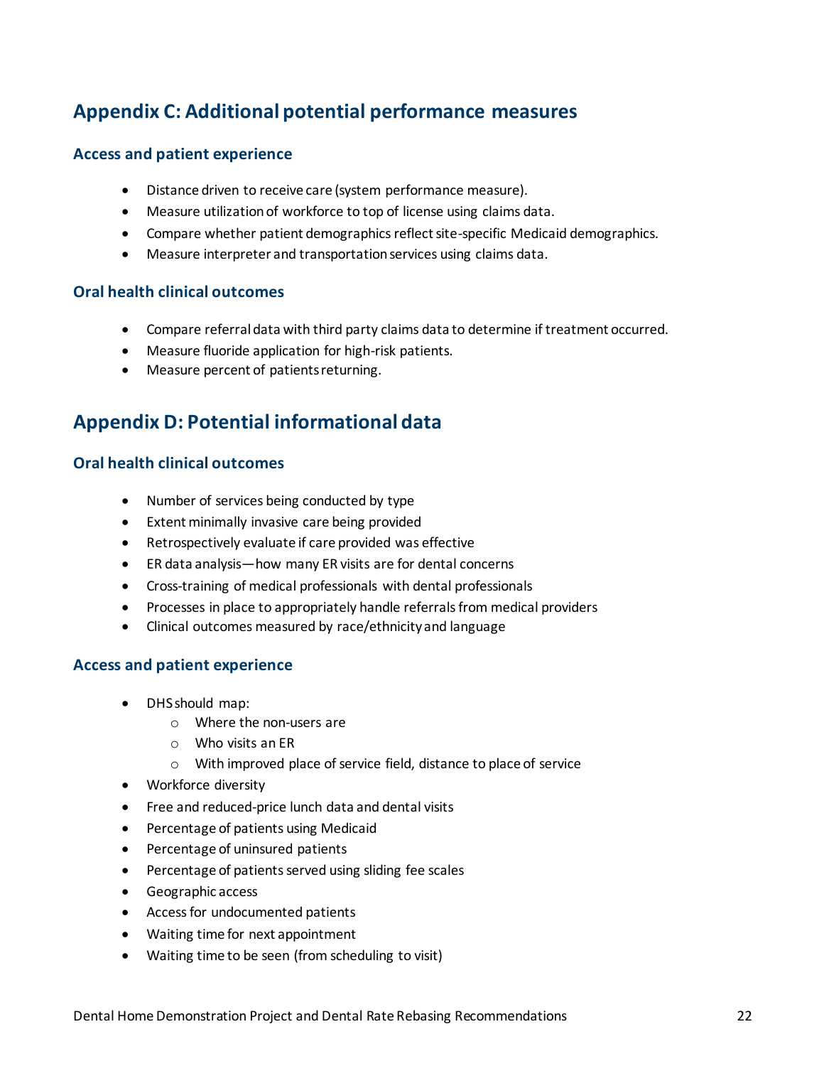## Appendix C: Additional potential performance measures

### Access and patient experience

- Distance driven to receive care (system performance measure).
- Measure utilization of workforce to top of license using claims data.
- Compare whether patient demographics reflect site-specific Medicaid demographics.
- Measure interpreter and transportation services using claims data.

### Oral health clinical outcomes

- Compare referral data with third party claims data to determine if treatment occurred.
- Measure fluoride application for high-risk patients.
- Measure percent of patients returning.

## Appendix D: Potential informational data

### Oral health clinical outcomes

- Number of services being conducted by type
- Extent minimally invasive care being provided
- Retrospectively evaluate if care provided was effective
- ER data analysis—how many ER visits are for dental concerns
- Cross-training of medical professionals with dental professionals
- Processes in place to appropriately handle referrals from medical providers
- Clinical outcomes measured by race/ethnicity and language

### Access and patient experience

- DHS should map:
    - Where the non-users are
    - Who visits an ER
    - With improved place of service field, distance to place of service
- Workforce diversity
- Free and reduced-price lunch data and dental visits
- Percentage of patients using Medicaid
- Percentage of uninsured patients
- Percentage of patients served using sliding fee scales
- Geographic access
- Access for undocumented patients
- Waiting time for next appointment
- Waiting time to be seen (from scheduling to visit)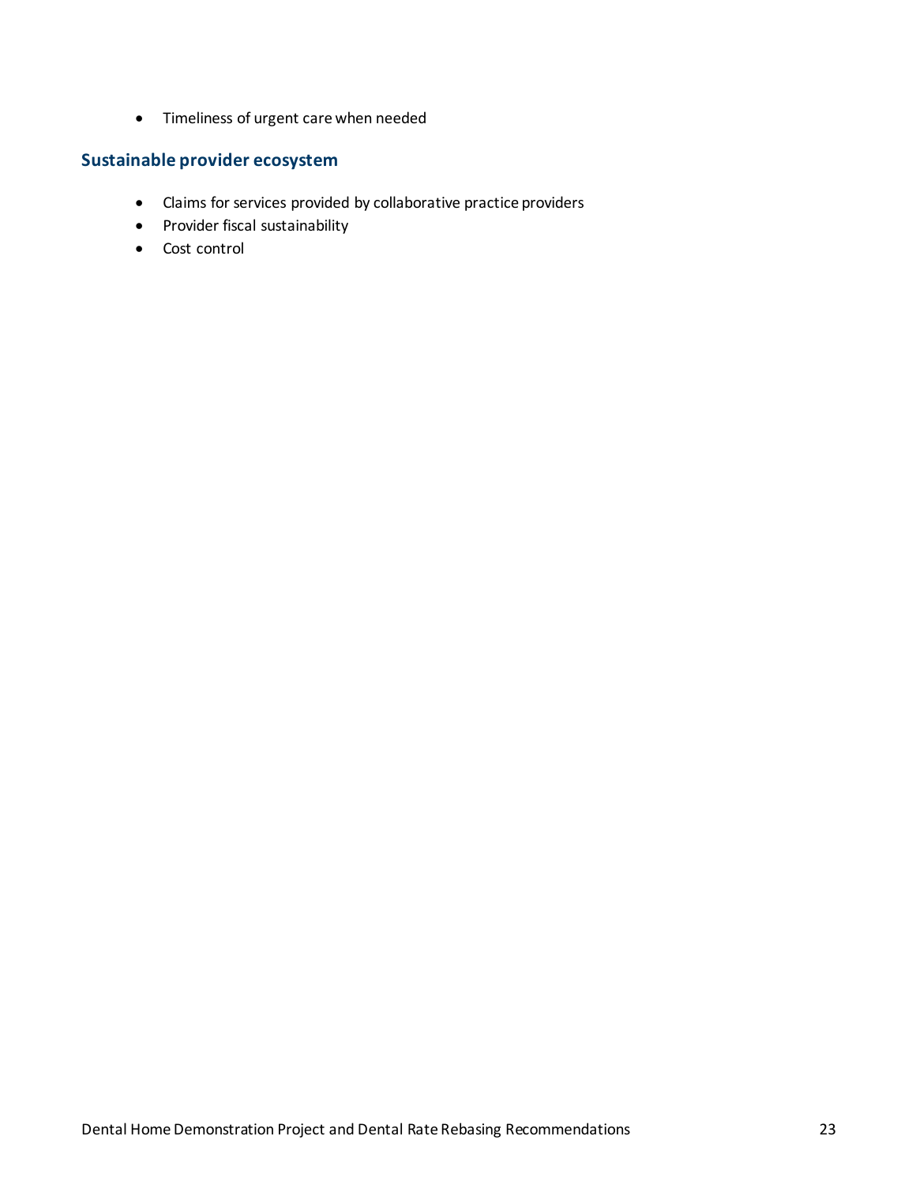- Timeliness of urgent care when needed

### Sustainable provider ecosystem

- Claims for services provided by collaborative practice providers
- Provider fiscal sustainability
- Cost control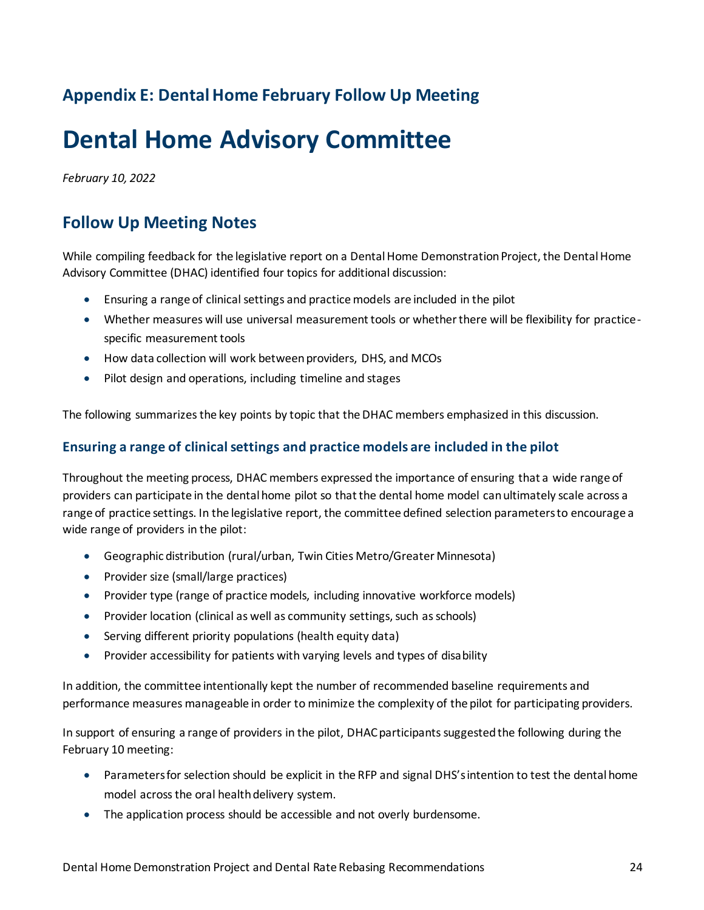## Appendix E: Dental Home February Follow Up Meeting

# Dental Home Advisory Committee

*February 10, 2022*

## Follow Up Meeting Notes

While compiling feedback for the legislative report on a Dental Home Demonstration Project, the Dental Home Advisory Committee (DHAC) identified four topics for additional discussion:

- Ensuring a range of clinical settings and practice models are included in the pilot
- Whether measures will use universal measurement tools or whether there will be flexibility for practice-specific measurement tools
- How data collection will work between providers, DHS, and MCOs
- Pilot design and operations, including timeline and stages

The following summarizes the key points by topic that the DHAC members emphasized in this discussion.

### Ensuring a range of clinical settings and practice models are included in the pilot

Throughout the meeting process, DHAC members expressed the importance of ensuring that a wide range of providers can participate in the dental home pilot so that the dental home model can ultimately scale across a range of practice settings. In the legislative report, the committee defined selection parameters to encourage a wide range of providers in the pilot:

- Geographic distribution (rural/urban, Twin Cities Metro/Greater Minnesota)
- Provider size (small/large practices)
- Provider type (range of practice models, including innovative workforce models)
- Provider location (clinical as well as community settings, such as schools)
- Serving different priority populations (health equity data)
- Provider accessibility for patients with varying levels and types of disability

In addition, the committee intentionally kept the number of recommended baseline requirements and performance measures manageable in order to minimize the complexity of the pilot for participating providers.

In support of ensuring a range of providers in the pilot, DHAC participants suggested the following during the February 10 meeting:

- Parameters for selection should be explicit in the RFP and signal DHS's intention to test the dental home model across the oral health delivery system.
- The application process should be accessible and not overly burdensome.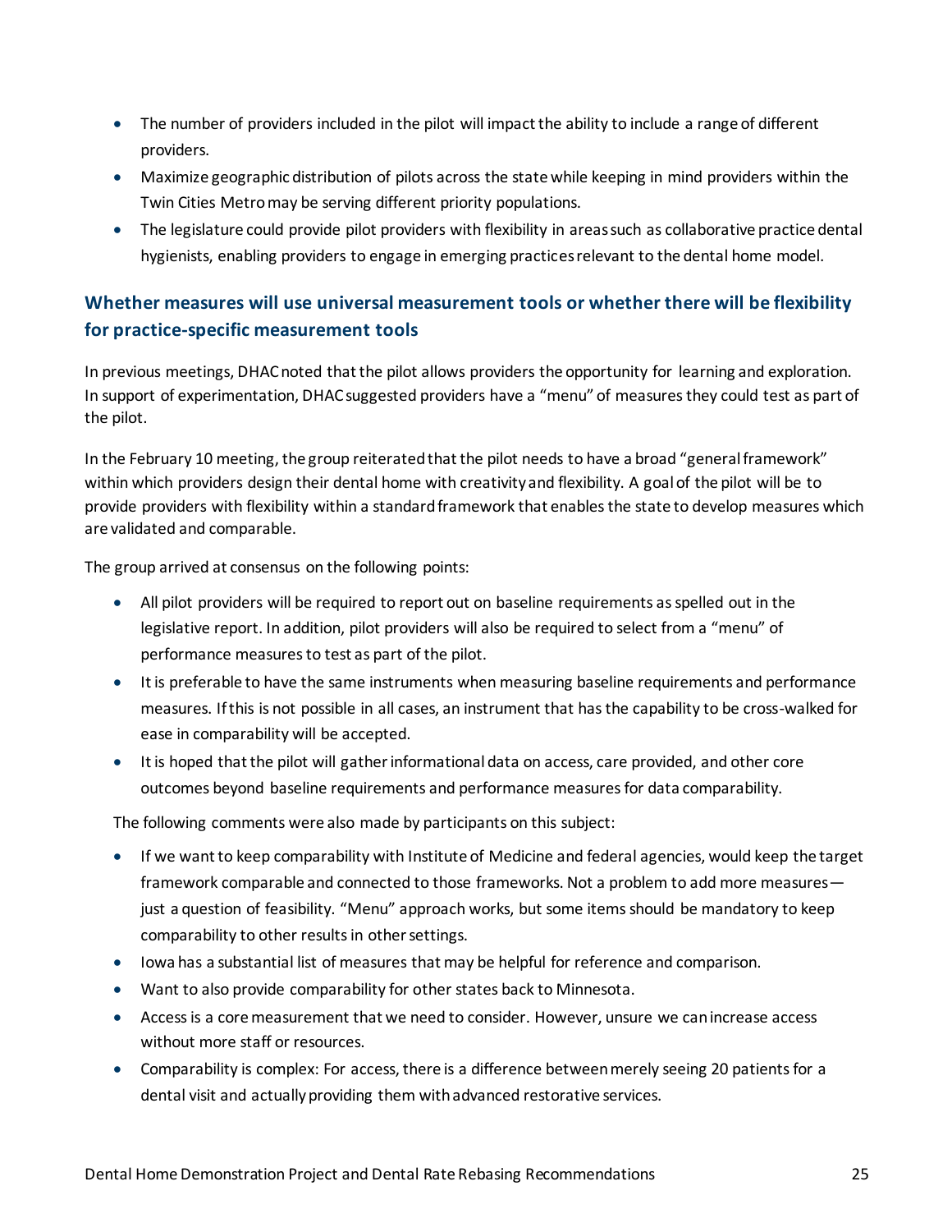- The number of providers included in the pilot will impact the ability to include a range of different providers.
- Maximize geographic distribution of pilots across the state while keeping in mind providers within the Twin Cities Metro may be serving different priority populations.
- The legislature could provide pilot providers with flexibility in areas such as collaborative practice dental hygienists, enabling providers to engage in emerging practices relevant to the dental home model.

### Whether measures will use universal measurement tools or whether there will be flexibility for practice-specific measurement tools

In previous meetings, DHAC noted that the pilot allows providers the opportunity for learning and exploration. In support of experimentation, DHAC suggested providers have a "menu" of measures they could test as part of the pilot.

In the February 10 meeting, the group reiterated that the pilot needs to have a broad "general framework" within which providers design their dental home with creativity and flexibility. A goal of the pilot will be to provide providers with flexibility within a standard framework that enables the state to develop measures which are validated and comparable.

The group arrived at consensus on the following points:

- All pilot providers will be required to report out on baseline requirements as spelled out in the legislative report. In addition, pilot providers will also be required to select from a "menu" of performance measures to test as part of the pilot.
- It is preferable to have the same instruments when measuring baseline requirements and performance measures. If this is not possible in all cases, an instrument that has the capability to be cross-walked for ease in comparability will be accepted.
- It is hoped that the pilot will gather informational data on access, care provided, and other core outcomes beyond baseline requirements and performance measures for data comparability.

The following comments were also made by participants on this subject:

- If we want to keep comparability with Institute of Medicine and federal agencies, would keep the target framework comparable and connected to those frameworks. Not a problem to add more measures—just a question of feasibility. "Menu" approach works, but some items should be mandatory to keep comparability to other results in other settings.
- Iowa has a substantial list of measures that may be helpful for reference and comparison.
- Want to also provide comparability for other states back to Minnesota.
- Access is a core measurement that we need to consider. However, unsure we can increase access without more staff or resources.
- Comparability is complex: For access, there is a difference between merely seeing 20 patients for a dental visit and actually providing them with advanced restorative services.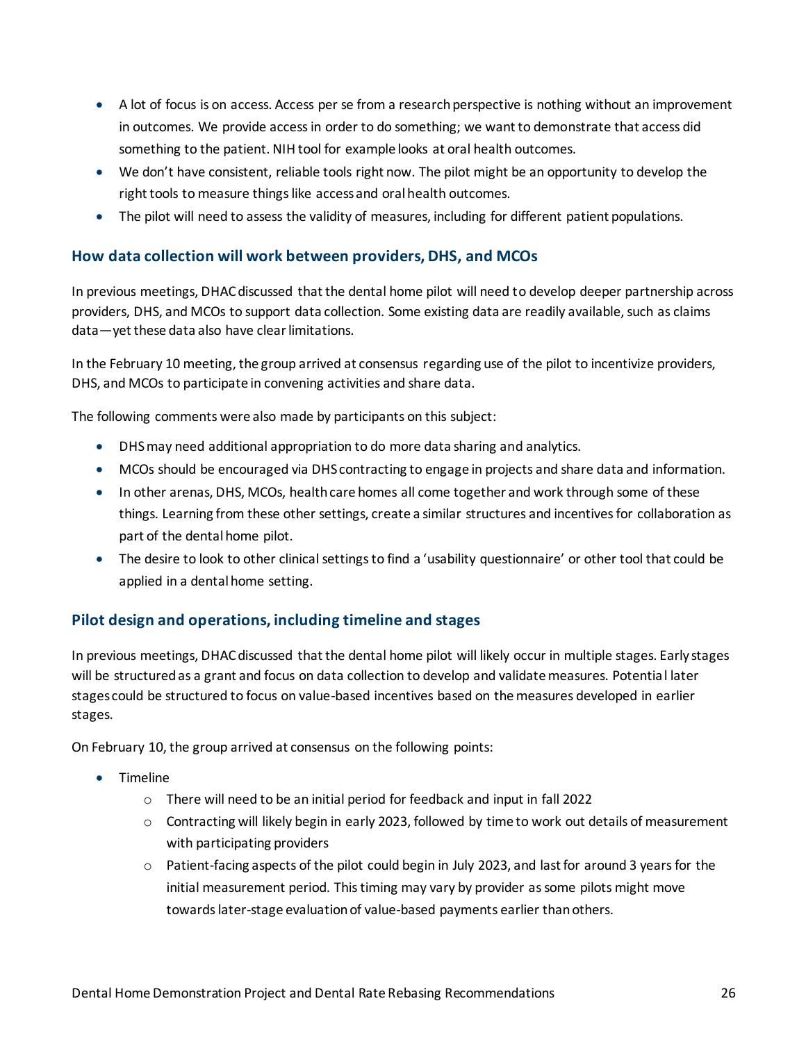- A lot of focus is on access. Access per se from a research perspective is nothing without an improvement in outcomes. We provide access in order to do something; we want to demonstrate that access did something to the patient. NIH tool for example looks at oral health outcomes.
- We don't have consistent, reliable tools right now. The pilot might be an opportunity to develop the right tools to measure things like access and oral health outcomes.
- The pilot will need to assess the validity of measures, including for different patient populations.

### How data collection will work between providers, DHS, and MCOs

In previous meetings, DHAC discussed that the dental home pilot will need to develop deeper partnership across providers, DHS, and MCOs to support data collection. Some existing data are readily available, such as claims data—yet these data also have clear limitations.

In the February 10 meeting, the group arrived at consensus regarding use of the pilot to incentivize providers, DHS, and MCOs to participate in convening activities and share data.

The following comments were also made by participants on this subject:

- DHS may need additional appropriation to do more data sharing and analytics.
- MCOs should be encouraged via DHS contracting to engage in projects and share data and information.
- In other arenas, DHS, MCOs, health care homes all come together and work through some of these things. Learning from these other settings, create a similar structures and incentives for collaboration as part of the dental home pilot.
- The desire to look to other clinical settings to find a 'usability questionnaire' or other tool that could be applied in a dental home setting.

### Pilot design and operations, including timeline and stages

In previous meetings, DHAC discussed that the dental home pilot will likely occur in multiple stages. Early stages will be structured as a grant and focus on data collection to develop and validate measures. Potential later stages could be structured to focus on value-based incentives based on the measures developed in earlier stages.

On February 10, the group arrived at consensus on the following points:

- Timeline
  - There will need to be an initial period for feedback and input in fall 2022
  - Contracting will likely begin in early 2023, followed by time to work out details of measurement with participating providers
  - Patient-facing aspects of the pilot could begin in July 2023, and last for around 3 years for the initial measurement period. This timing may vary by provider as some pilots might move towards later-stage evaluation of value-based payments earlier than others.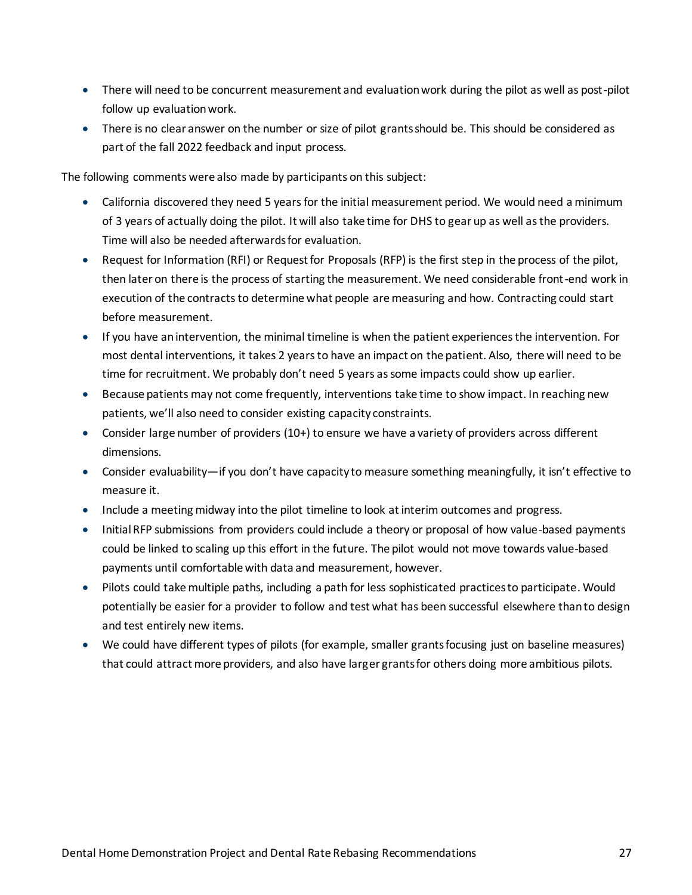- There will need to be concurrent measurement and evaluation work during the pilot as well as post-pilot follow up evaluation work.
- There is no clear answer on the number or size of pilot grants should be. This should be considered as part of the fall 2022 feedback and input process.

The following comments were also made by participants on this subject:

- California discovered they need 5 years for the initial measurement period. We would need a minimum of 3 years of actually doing the pilot. It will also take time for DHS to gear up as well as the providers. Time will also be needed afterwards for evaluation.
- Request for Information (RFI) or Request for Proposals (RFP) is the first step in the process of the pilot, then later on there is the process of starting the measurement. We need considerable front-end work in execution of the contracts to determine what people are measuring and how. Contracting could start before measurement.
- If you have an intervention, the minimal timeline is when the patient experiences the intervention. For most dental interventions, it takes 2 years to have an impact on the patient. Also, there will need to be time for recruitment. We probably don't need 5 years as some impacts could show up earlier.
- Because patients may not come frequently, interventions take time to show impact. In reaching new patients, we'll also need to consider existing capacity constraints.
- Consider large number of providers (10+) to ensure we have a variety of providers across different dimensions.
- Consider evaluability—if you don't have capacity to measure something meaningfully, it isn't effective to measure it.
- Include a meeting midway into the pilot timeline to look at interim outcomes and progress.
- Initial RFP submissions from providers could include a theory or proposal of how value-based payments could be linked to scaling up this effort in the future. The pilot would not move towards value-based payments until comfortable with data and measurement, however.
- Pilots could take multiple paths, including a path for less sophisticated practices to participate. Would potentially be easier for a provider to follow and test what has been successful elsewhere than to design and test entirely new items.
- We could have different types of pilots (for example, smaller grants focusing just on baseline measures) that could attract more providers, and also have larger grants for others doing more ambitious pilots.